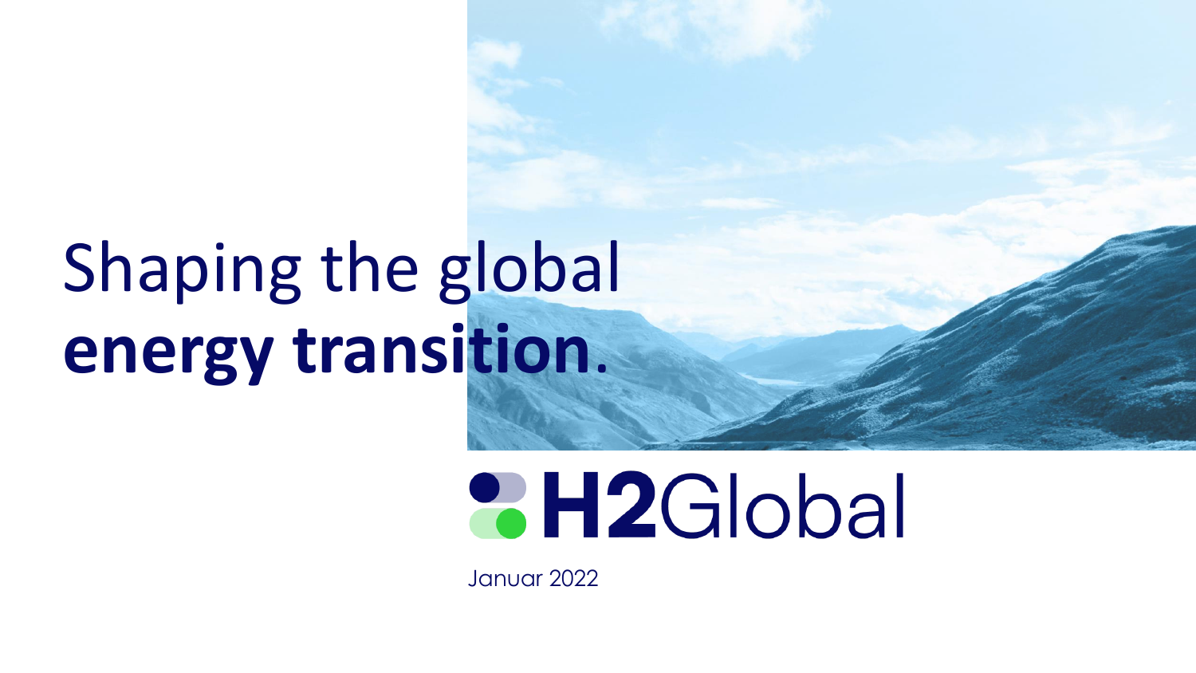# Shaping the global **energy transition**.

H2Global

Januar 2022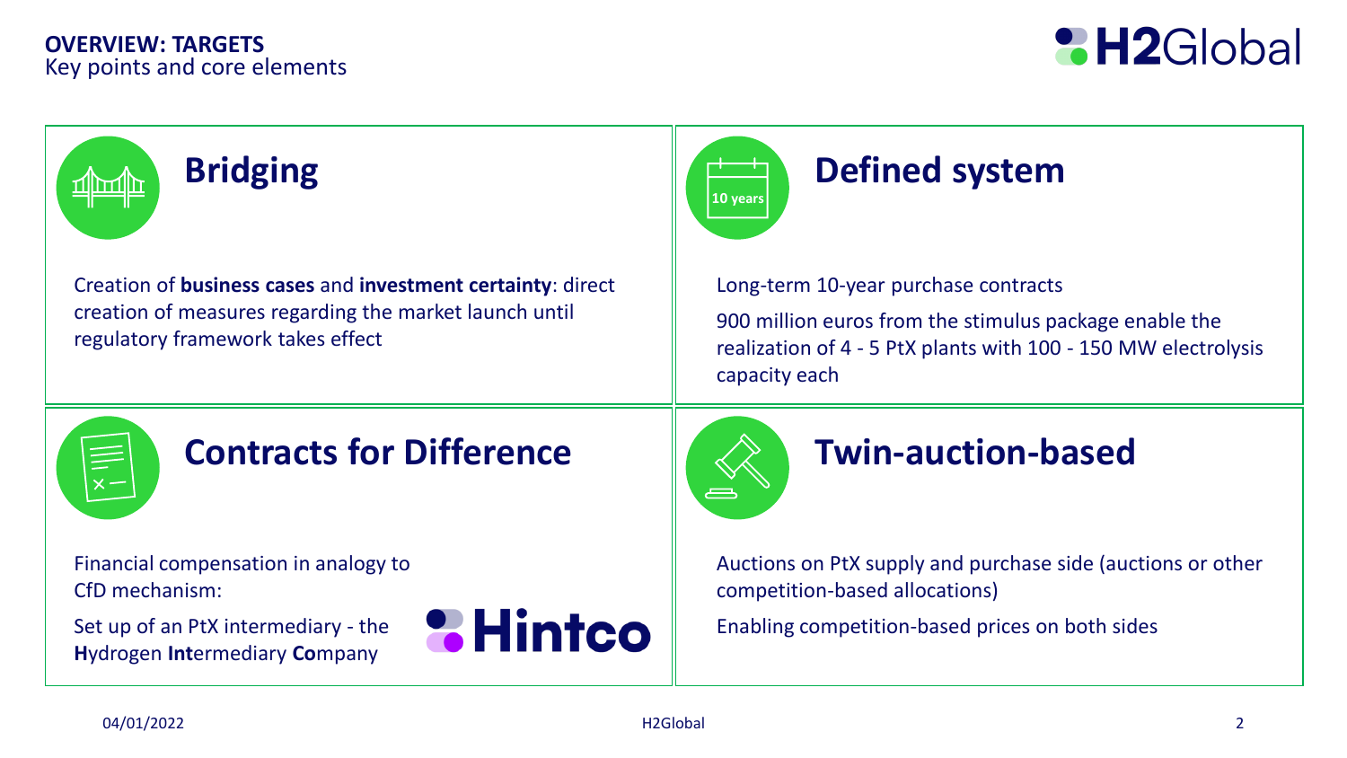# OVERVIEW: TARGETS

Key points and core elements

## Bridging

Creation of **business cases** and **investment certainty**: direct creation of measures regarding the market launch until regulatory framework takes effect

## Defined system

Long-term 10-year purchase contracts

900 million euros from the stimulus package enable the realization of 4 - 5 PtX plants with 100 - 150 MW electrolysis capacity each

## Contracts for Difference

Financial compensation in analogy to CfD mechanism:

Set up of an PtX intermediary - the **H**ydrogen **Int**ermediary **Co**mpany

Hintco

## Twin-auction-based

Auctions on PtX supply and purchase side (auctions or other competition-based allocations)

Enabling competition-based prices on both sides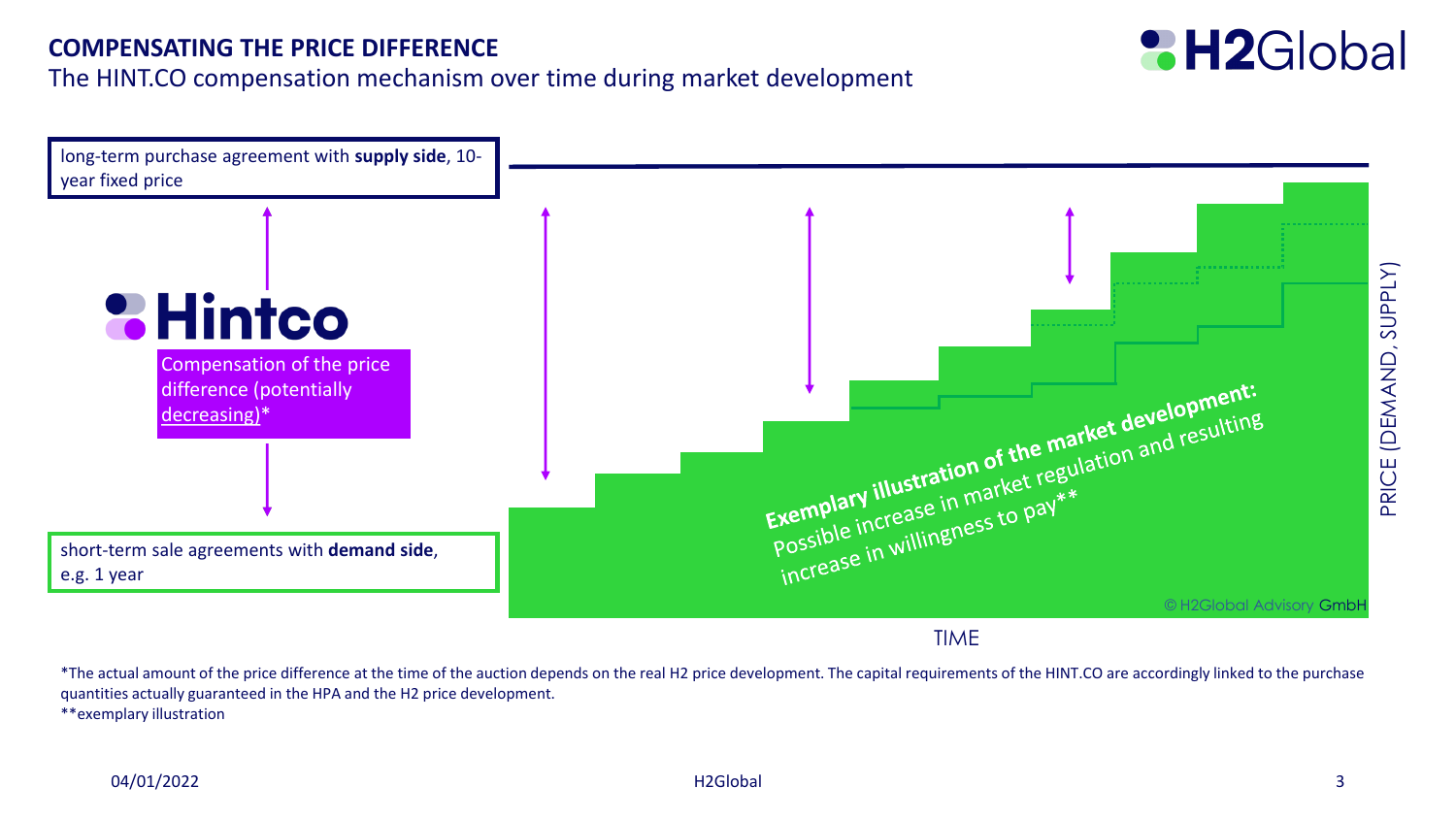# COMPENSATING THE PRICE DIFFERENCE

The HINT.CO compensation mechanism over time during market development

long-term purchase agreement with **supply side**, 10-year fixed price

Hintco

Compensation of the price difference (potentially decreasing)*

short-term sale agreements with **demand side**, e.g. 1 year

**Exemplary illustration of the market development:**
Possible increase in market regulation and resulting increase in willingness to pay**

© H2Global Advisory GmbH

PRICE (DEMAND, SUPPLY)

TIME

*The actual amount of the price difference at the time of the auction depends on the real H2 price development. The capital requirements of the HINT.CO are accordingly linked to the purchase quantities actually guaranteed in the HPA and the H2 price development.

**exemplary illustration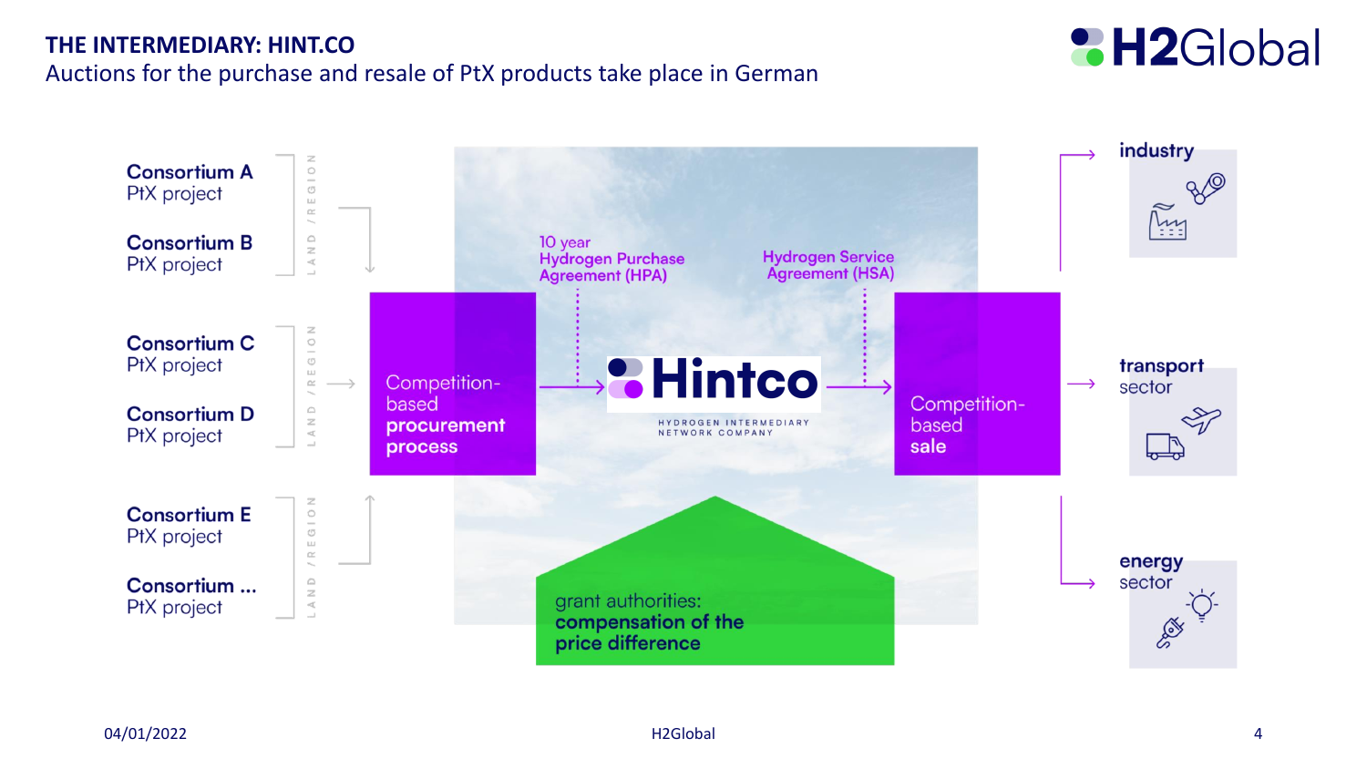# THE INTERMEDIARY: HINT.CO

Auctions for the purchase and resale of PtX products take place in German

**Consortium A**
PtX project

**Consortium B**
PtX project

LAND / REGION

**Consortium C**
PtX project

**Consortium D**
PtX project

LAND / REGION

**Consortium E**
PtX project

**Consortium ...**
PtX project

LAND / REGION

Competition-based **procurement process**

10 year Hydrogen Purchase Agreement (HPA)

**Hintco**

HYDROGEN INTERMEDIARY NETWORK COMPANY

Hydrogen Service Agreement (HSA)

Competition-based **sale**

grant authorities: **compensation of the price difference**

**industry**

**transport** sector

**energy** sector

04/01/2022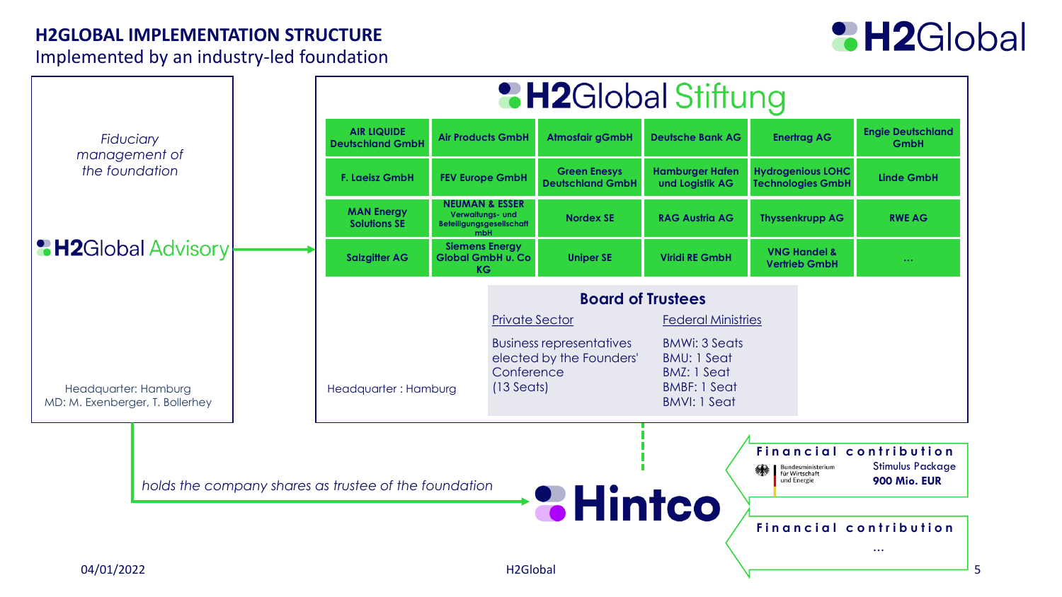# H2GLOBAL IMPLEMENTATION STRUCTURE

Implemented by an industry-led foundation

H2Global

*Fiduciary management of the foundation*

**H2Global Advisory**

Headquarter: Hamburg
MD: M. Exenberger, T. Bollerhey

## H2Global Stiftung

| | | | | | |
|---|---|---|---|---|---|
| AIR LIQUIDE Deutschland GmbH | Air Products GmbH | Atmosfair gGmbH | Deutsche Bank AG | Enertrag AG | Engie Deutschland GmbH |
| F. Laeisz GmbH | FEV Europe GmbH | Green Enesys Deutschland GmbH | Hamburger Hafen und Logistik AG | Hydrogenious LOHC Technologies GmbH | Linde GmbH |
| MAN Energy Solutions SE | NEUMAN & ESSER Verwaltungs- und Beteiligungsgesellschaft mbH | Nordex SE | RAG Austria AG | Thyssenkrupp AG | RWE AG |
| Salzgitter AG | Siemens Energy Global GmbH u. Co KG | Uniper SE | Viridi RE GmbH | VNG Handel & Vertrieb GmbH | ... |

### Board of Trustees

| Private Sector | Federal Ministries |
|---|---|
| Business representatives elected by the Founders' Conference (13 Seats) | BMWi: 3 Seats<br>BMU: 1 Seat<br>BMZ: 1 Seat<br>BMBF: 1 Seat<br>BMVI: 1 Seat |

Headquarter : Hamburg

*holds the company shares as trustee of the foundation*

**Hintco**

**Financial contribution**
Bundesministerium für Wirtschaft und Energie — Stimulus Package **900 Mio. EUR**

**Financial contribution**
...

04/01/2022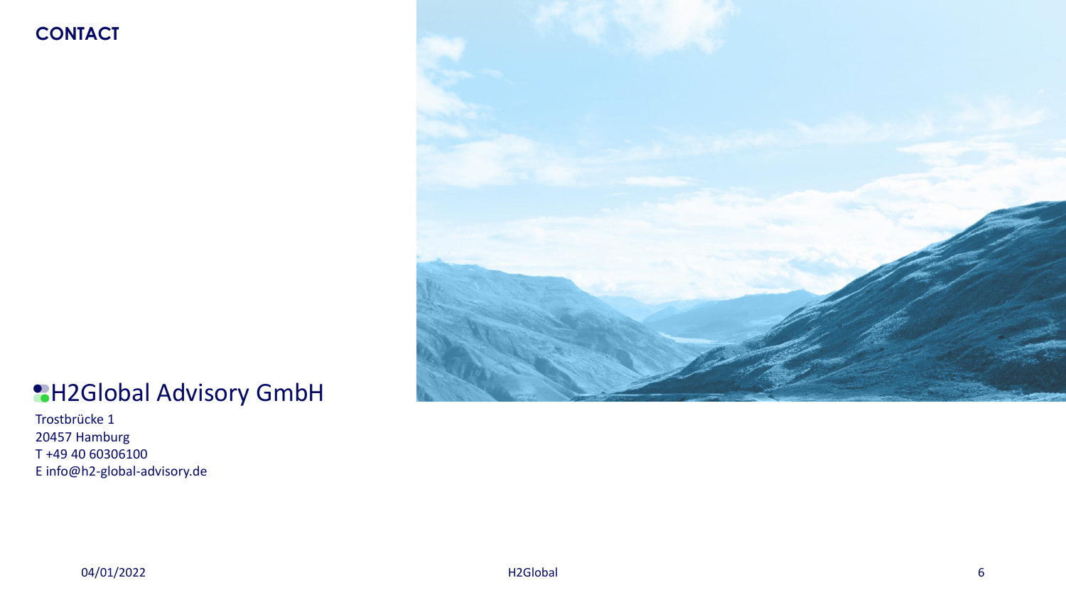## CONTACT

### H2Global Advisory GmbH

Trostbrücke 1
20457 Hamburg
T +49 40 60306100
E info@h2-global-advisory.de